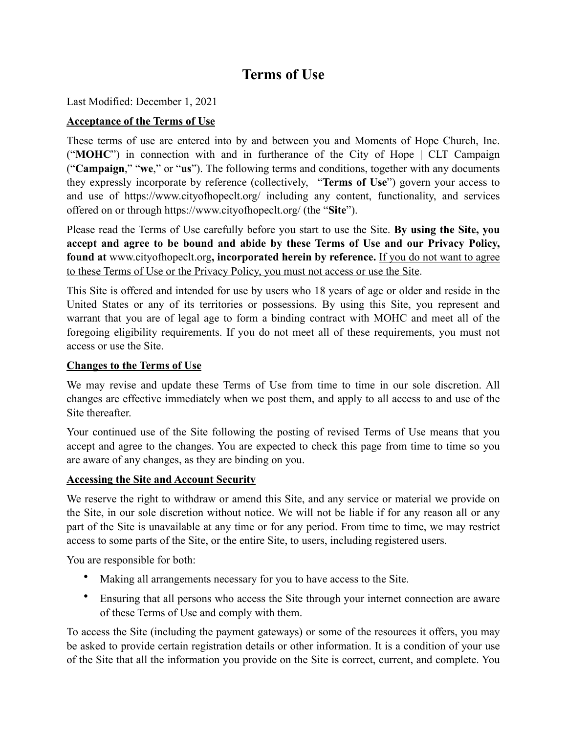# Terms of Use

Last Modified: December 1, 2021

**Acceptance of the Terms of Use**

These terms of use are entered into by and between you and Moments of Hope Church, Inc. ("**MOHC**") in connection with and in furtherance of the City of Hope | CLT Campaign ("**Campaign**," "**we**," or "**us**"). The following terms and conditions, together with any documents they expressly incorporate by reference (collectively, "**Terms of Use**") govern your access to and use of https://www.cityofhopeclt.org/ including any content, functionality, and services offered on or through https://www.cityofhopeclt.org/ (the "**Site**").

Please read the Terms of Use carefully before you start to use the Site. **By using the Site, you accept and agree to be bound and abide by these Terms of Use and our Privacy Policy, found at** www.cityofhopeclt.org**, incorporated herein by reference.** If you do not want to agree to these Terms of Use or the Privacy Policy, you must not access or use the Site.

This Site is offered and intended for use by users who 18 years of age or older and reside in the United States or any of its territories or possessions. By using this Site, you represent and warrant that you are of legal age to form a binding contract with MOHC and meet all of the foregoing eligibility requirements. If you do not meet all of these requirements, you must not access or use the Site.

**Changes to the Terms of Use**

We may revise and update these Terms of Use from time to time in our sole discretion. All changes are effective immediately when we post them, and apply to all access to and use of the Site thereafter.

Your continued use of the Site following the posting of revised Terms of Use means that you accept and agree to the changes. You are expected to check this page from time to time so you are aware of any changes, as they are binding on you.

**Accessing the Site and Account Security**

We reserve the right to withdraw or amend this Site, and any service or material we provide on the Site, in our sole discretion without notice. We will not be liable if for any reason all or any part of the Site is unavailable at any time or for any period. From time to time, we may restrict access to some parts of the Site, or the entire Site, to users, including registered users.

You are responsible for both:

- Making all arrangements necessary for you to have access to the Site.
- Ensuring that all persons who access the Site through your internet connection are aware of these Terms of Use and comply with them.

To access the Site (including the payment gateways) or some of the resources it offers, you may be asked to provide certain registration details or other information. It is a condition of your use of the Site that all the information you provide on the Site is correct, current, and complete. You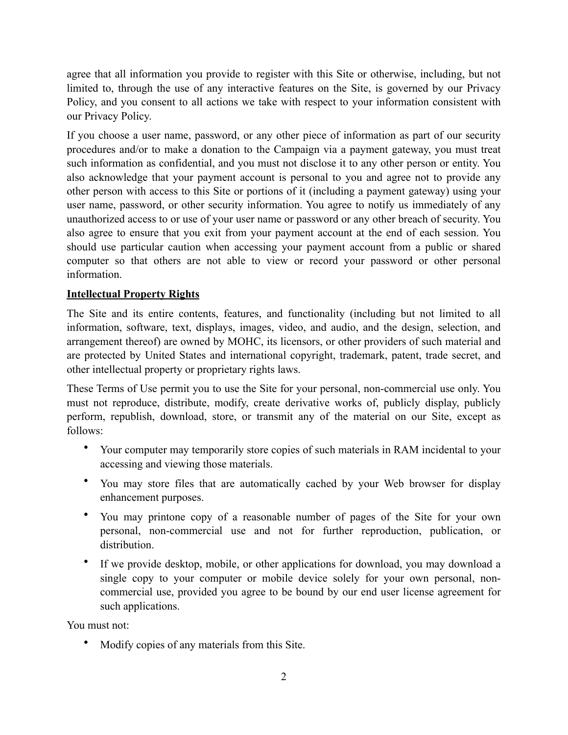agree that all information you provide to register with this Site or otherwise, including, but not limited to, through the use of any interactive features on the Site, is governed by our Privacy Policy, and you consent to all actions we take with respect to your information consistent with our Privacy Policy.

If you choose a user name, password, or any other piece of information as part of our security procedures and/or to make a donation to the Campaign via a payment gateway, you must treat such information as confidential, and you must not disclose it to any other person or entity. You also acknowledge that your payment account is personal to you and agree not to provide any other person with access to this Site or portions of it (including a payment gateway) using your user name, password, or other security information. You agree to notify us immediately of any unauthorized access to or use of your user name or password or any other breach of security. You also agree to ensure that you exit from your payment account at the end of each session. You should use particular caution when accessing your payment account from a public or shared computer so that others are not able to view or record your password or other personal information.

**Intellectual Property Rights**

The Site and its entire contents, features, and functionality (including but not limited to all information, software, text, displays, images, video, and audio, and the design, selection, and arrangement thereof) are owned by MOHC, its licensors, or other providers of such material and are protected by United States and international copyright, trademark, patent, trade secret, and other intellectual property or proprietary rights laws.

These Terms of Use permit you to use the Site for your personal, non-commercial use only. You must not reproduce, distribute, modify, create derivative works of, publicly display, publicly perform, republish, download, store, or transmit any of the material on our Site, except as follows:

- Your computer may temporarily store copies of such materials in RAM incidental to your accessing and viewing those materials.
- You may store files that are automatically cached by your Web browser for display enhancement purposes.
- You may printone copy of a reasonable number of pages of the Site for your own personal, non-commercial use and not for further reproduction, publication, or distribution.
- If we provide desktop, mobile, or other applications for download, you may download a single copy to your computer or mobile device solely for your own personal, non-commercial use, provided you agree to be bound by our end user license agreement for such applications.

You must not:

- Modify copies of any materials from this Site.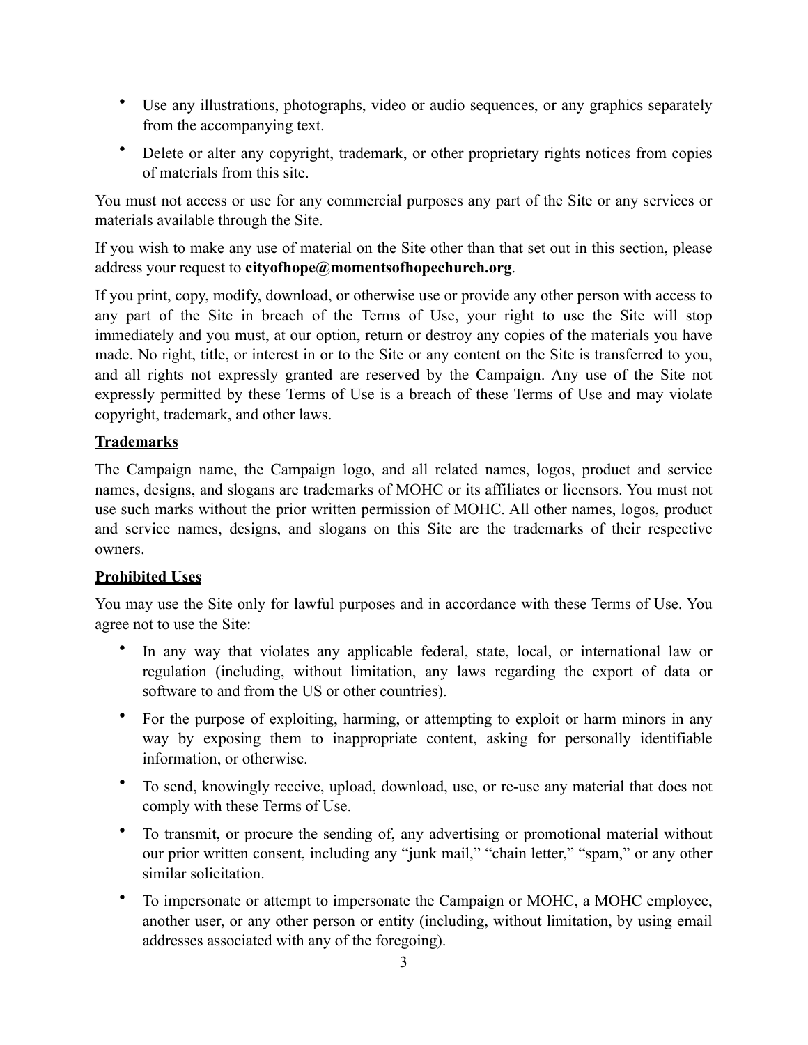- Use any illustrations, photographs, video or audio sequences, or any graphics separately from the accompanying text.
- Delete or alter any copyright, trademark, or other proprietary rights notices from copies of materials from this site.

You must not access or use for any commercial purposes any part of the Site or any services or materials available through the Site.

If you wish to make any use of material on the Site other than that set out in this section, please address your request to **cityofhope@momentsofhopechurch.org**.

If you print, copy, modify, download, or otherwise use or provide any other person with access to any part of the Site in breach of the Terms of Use, your right to use the Site will stop immediately and you must, at our option, return or destroy any copies of the materials you have made. No right, title, or interest in or to the Site or any content on the Site is transferred to you, and all rights not expressly granted are reserved by the Campaign. Any use of the Site not expressly permitted by these Terms of Use is a breach of these Terms of Use and may violate copyright, trademark, and other laws.

**<u>Trademarks</u>**

The Campaign name, the Campaign logo, and all related names, logos, product and service names, designs, and slogans are trademarks of MOHC or its affiliates or licensors. You must not use such marks without the prior written permission of MOHC. All other names, logos, product and service names, designs, and slogans on this Site are the trademarks of their respective owners.

**<u>Prohibited Uses</u>**

You may use the Site only for lawful purposes and in accordance with these Terms of Use. You agree not to use the Site:

- In any way that violates any applicable federal, state, local, or international law or regulation (including, without limitation, any laws regarding the export of data or software to and from the US or other countries).
- For the purpose of exploiting, harming, or attempting to exploit or harm minors in any way by exposing them to inappropriate content, asking for personally identifiable information, or otherwise.
- To send, knowingly receive, upload, download, use, or re-use any material that does not comply with these Terms of Use.
- To transmit, or procure the sending of, any advertising or promotional material without our prior written consent, including any "junk mail," "chain letter," "spam," or any other similar solicitation.
- To impersonate or attempt to impersonate the Campaign or MOHC, a MOHC employee, another user, or any other person or entity (including, without limitation, by using email addresses associated with any of the foregoing).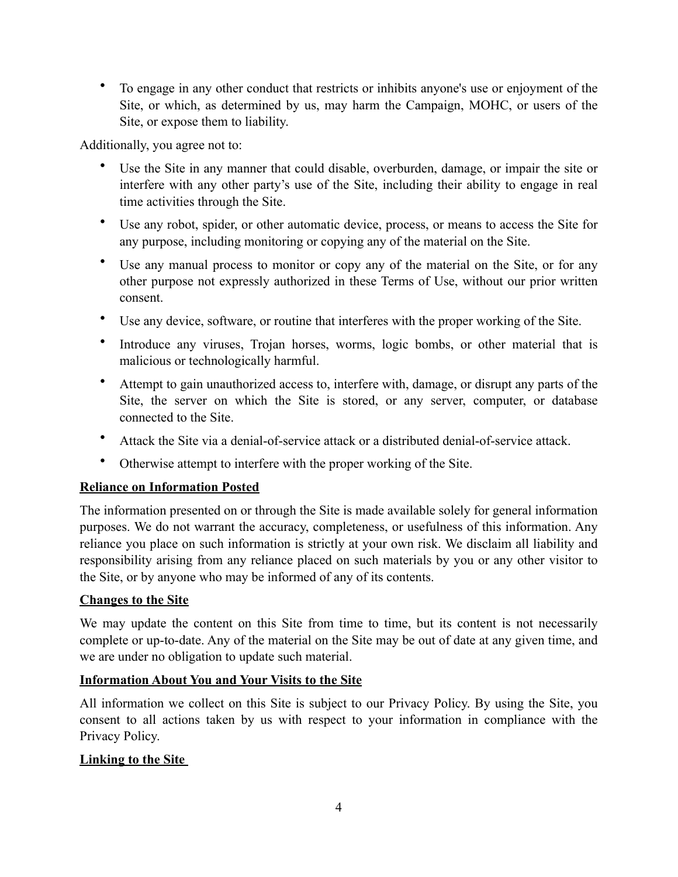- To engage in any other conduct that restricts or inhibits anyone's use or enjoyment of the Site, or which, as determined by us, may harm the Campaign, MOHC, or users of the Site, or expose them to liability.

Additionally, you agree not to:

- Use the Site in any manner that could disable, overburden, damage, or impair the site or interfere with any other party's use of the Site, including their ability to engage in real time activities through the Site.
- Use any robot, spider, or other automatic device, process, or means to access the Site for any purpose, including monitoring or copying any of the material on the Site.
- Use any manual process to monitor or copy any of the material on the Site, or for any other purpose not expressly authorized in these Terms of Use, without our prior written consent.
- Use any device, software, or routine that interferes with the proper working of the Site.
- Introduce any viruses, Trojan horses, worms, logic bombs, or other material that is malicious or technologically harmful.
- Attempt to gain unauthorized access to, interfere with, damage, or disrupt any parts of the Site, the server on which the Site is stored, or any server, computer, or database connected to the Site.
- Attack the Site via a denial-of-service attack or a distributed denial-of-service attack.
- Otherwise attempt to interfere with the proper working of the Site.

**Reliance on Information Posted**

The information presented on or through the Site is made available solely for general information purposes. We do not warrant the accuracy, completeness, or usefulness of this information. Any reliance you place on such information is strictly at your own risk. We disclaim all liability and responsibility arising from any reliance placed on such materials by you or any other visitor to the Site, or by anyone who may be informed of any of its contents.

**Changes to the Site**

We may update the content on this Site from time to time, but its content is not necessarily complete or up-to-date. Any of the material on the Site may be out of date at any given time, and we are under no obligation to update such material.

**Information About You and Your Visits to the Site**

All information we collect on this Site is subject to our Privacy Policy. By using the Site, you consent to all actions taken by us with respect to your information in compliance with the Privacy Policy.

**Linking to the Site**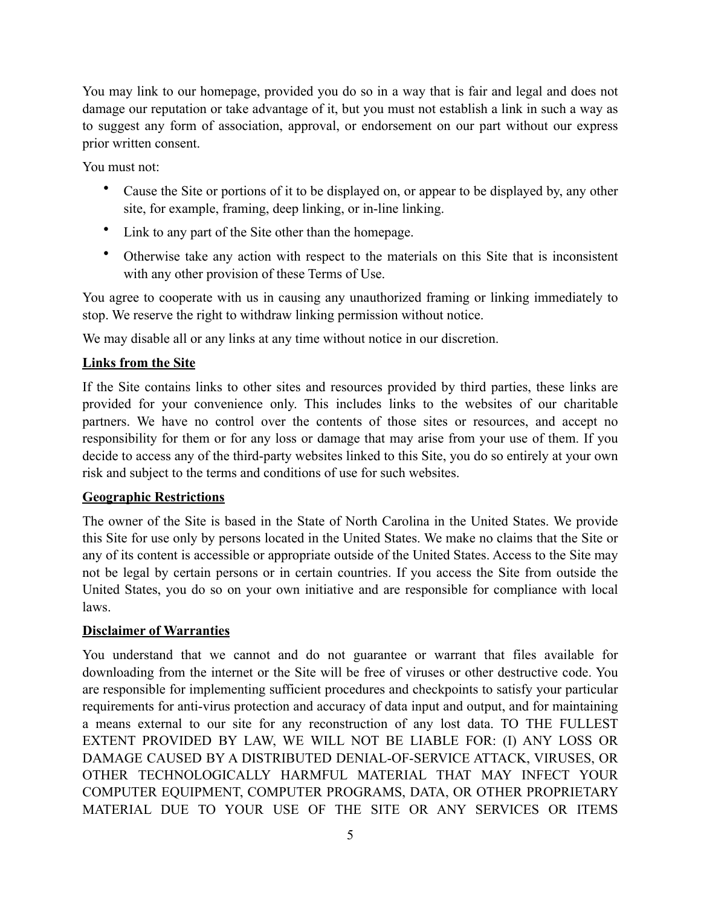You may link to our homepage, provided you do so in a way that is fair and legal and does not damage our reputation or take advantage of it, but you must not establish a link in such a way as to suggest any form of association, approval, or endorsement on our part without our express prior written consent.

You must not:

- Cause the Site or portions of it to be displayed on, or appear to be displayed by, any other site, for example, framing, deep linking, or in-line linking.
- Link to any part of the Site other than the homepage.
- Otherwise take any action with respect to the materials on this Site that is inconsistent with any other provision of these Terms of Use.

You agree to cooperate with us in causing any unauthorized framing or linking immediately to stop. We reserve the right to withdraw linking permission without notice.

We may disable all or any links at any time without notice in our discretion.

**Links from the Site**

If the Site contains links to other sites and resources provided by third parties, these links are provided for your convenience only. This includes links to the websites of our charitable partners. We have no control over the contents of those sites or resources, and accept no responsibility for them or for any loss or damage that may arise from your use of them. If you decide to access any of the third-party websites linked to this Site, you do so entirely at your own risk and subject to the terms and conditions of use for such websites.

**Geographic Restrictions**

The owner of the Site is based in the State of North Carolina in the United States. We provide this Site for use only by persons located in the United States. We make no claims that the Site or any of its content is accessible or appropriate outside of the United States. Access to the Site may not be legal by certain persons or in certain countries. If you access the Site from outside the United States, you do so on your own initiative and are responsible for compliance with local laws.

**Disclaimer of Warranties**

You understand that we cannot and do not guarantee or warrant that files available for downloading from the internet or the Site will be free of viruses or other destructive code. You are responsible for implementing sufficient procedures and checkpoints to satisfy your particular requirements for anti-virus protection and accuracy of data input and output, and for maintaining a means external to our site for any reconstruction of any lost data. TO THE FULLEST EXTENT PROVIDED BY LAW, WE WILL NOT BE LIABLE FOR: (I) ANY LOSS OR DAMAGE CAUSED BY A DISTRIBUTED DENIAL-OF-SERVICE ATTACK, VIRUSES, OR OTHER TECHNOLOGICALLY HARMFUL MATERIAL THAT MAY INFECT YOUR COMPUTER EQUIPMENT, COMPUTER PROGRAMS, DATA, OR OTHER PROPRIETARY MATERIAL DUE TO YOUR USE OF THE SITE OR ANY SERVICES OR ITEMS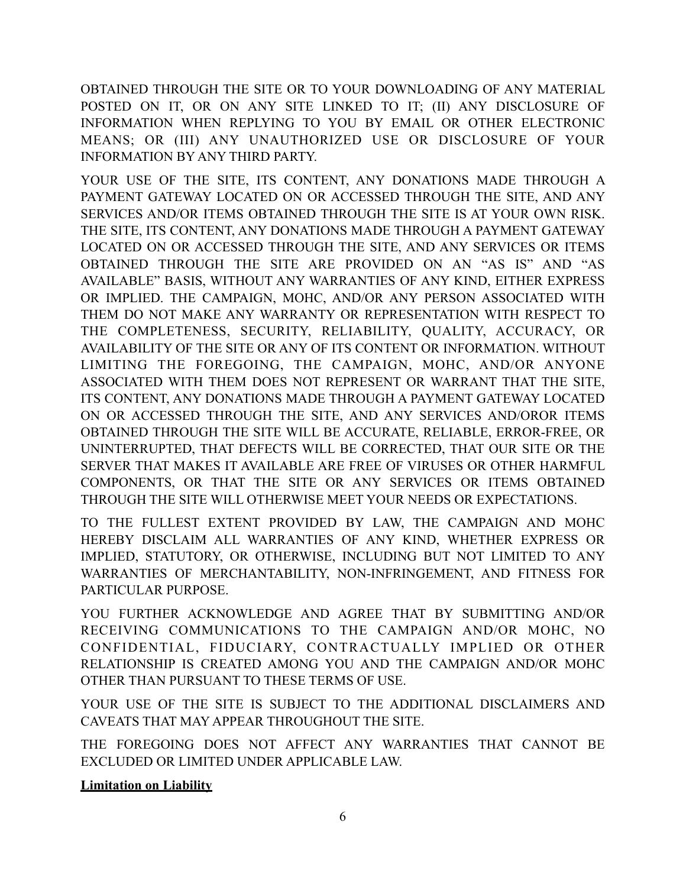OBTAINED THROUGH THE SITE OR TO YOUR DOWNLOADING OF ANY MATERIAL POSTED ON IT, OR ON ANY SITE LINKED TO IT; (II) ANY DISCLOSURE OF INFORMATION WHEN REPLYING TO YOU BY EMAIL OR OTHER ELECTRONIC MEANS; OR (III) ANY UNAUTHORIZED USE OR DISCLOSURE OF YOUR INFORMATION BY ANY THIRD PARTY.

YOUR USE OF THE SITE, ITS CONTENT, ANY DONATIONS MADE THROUGH A PAYMENT GATEWAY LOCATED ON OR ACCESSED THROUGH THE SITE, AND ANY SERVICES AND/OR ITEMS OBTAINED THROUGH THE SITE IS AT YOUR OWN RISK. THE SITE, ITS CONTENT, ANY DONATIONS MADE THROUGH A PAYMENT GATEWAY LOCATED ON OR ACCESSED THROUGH THE SITE, AND ANY SERVICES OR ITEMS OBTAINED THROUGH THE SITE ARE PROVIDED ON AN "AS IS" AND "AS AVAILABLE" BASIS, WITHOUT ANY WARRANTIES OF ANY KIND, EITHER EXPRESS OR IMPLIED. THE CAMPAIGN, MOHC, AND/OR ANY PERSON ASSOCIATED WITH THEM DO NOT MAKE ANY WARRANTY OR REPRESENTATION WITH RESPECT TO THE COMPLETENESS, SECURITY, RELIABILITY, QUALITY, ACCURACY, OR AVAILABILITY OF THE SITE OR ANY OF ITS CONTENT OR INFORMATION. WITHOUT LIMITING THE FOREGOING, THE CAMPAIGN, MOHC, AND/OR ANYONE ASSOCIATED WITH THEM DOES NOT REPRESENT OR WARRANT THAT THE SITE, ITS CONTENT, ANY DONATIONS MADE THROUGH A PAYMENT GATEWAY LOCATED ON OR ACCESSED THROUGH THE SITE, AND ANY SERVICES AND/OROR ITEMS OBTAINED THROUGH THE SITE WILL BE ACCURATE, RELIABLE, ERROR-FREE, OR UNINTERRUPTED, THAT DEFECTS WILL BE CORRECTED, THAT OUR SITE OR THE SERVER THAT MAKES IT AVAILABLE ARE FREE OF VIRUSES OR OTHER HARMFUL COMPONENTS, OR THAT THE SITE OR ANY SERVICES OR ITEMS OBTAINED THROUGH THE SITE WILL OTHERWISE MEET YOUR NEEDS OR EXPECTATIONS.

TO THE FULLEST EXTENT PROVIDED BY LAW, THE CAMPAIGN AND MOHC HEREBY DISCLAIM ALL WARRANTIES OF ANY KIND, WHETHER EXPRESS OR IMPLIED, STATUTORY, OR OTHERWISE, INCLUDING BUT NOT LIMITED TO ANY WARRANTIES OF MERCHANTABILITY, NON-INFRINGEMENT, AND FITNESS FOR PARTICULAR PURPOSE.

YOU FURTHER ACKNOWLEDGE AND AGREE THAT BY SUBMITTING AND/OR RECEIVING COMMUNICATIONS TO THE CAMPAIGN AND/OR MOHC, NO CONFIDENTIAL, FIDUCIARY, CONTRACTUALLY IMPLIED OR OTHER RELATIONSHIP IS CREATED AMONG YOU AND THE CAMPAIGN AND/OR MOHC OTHER THAN PURSUANT TO THESE TERMS OF USE.

YOUR USE OF THE SITE IS SUBJECT TO THE ADDITIONAL DISCLAIMERS AND CAVEATS THAT MAY APPEAR THROUGHOUT THE SITE.

THE FOREGOING DOES NOT AFFECT ANY WARRANTIES THAT CANNOT BE EXCLUDED OR LIMITED UNDER APPLICABLE LAW.

**Limitation on Liability**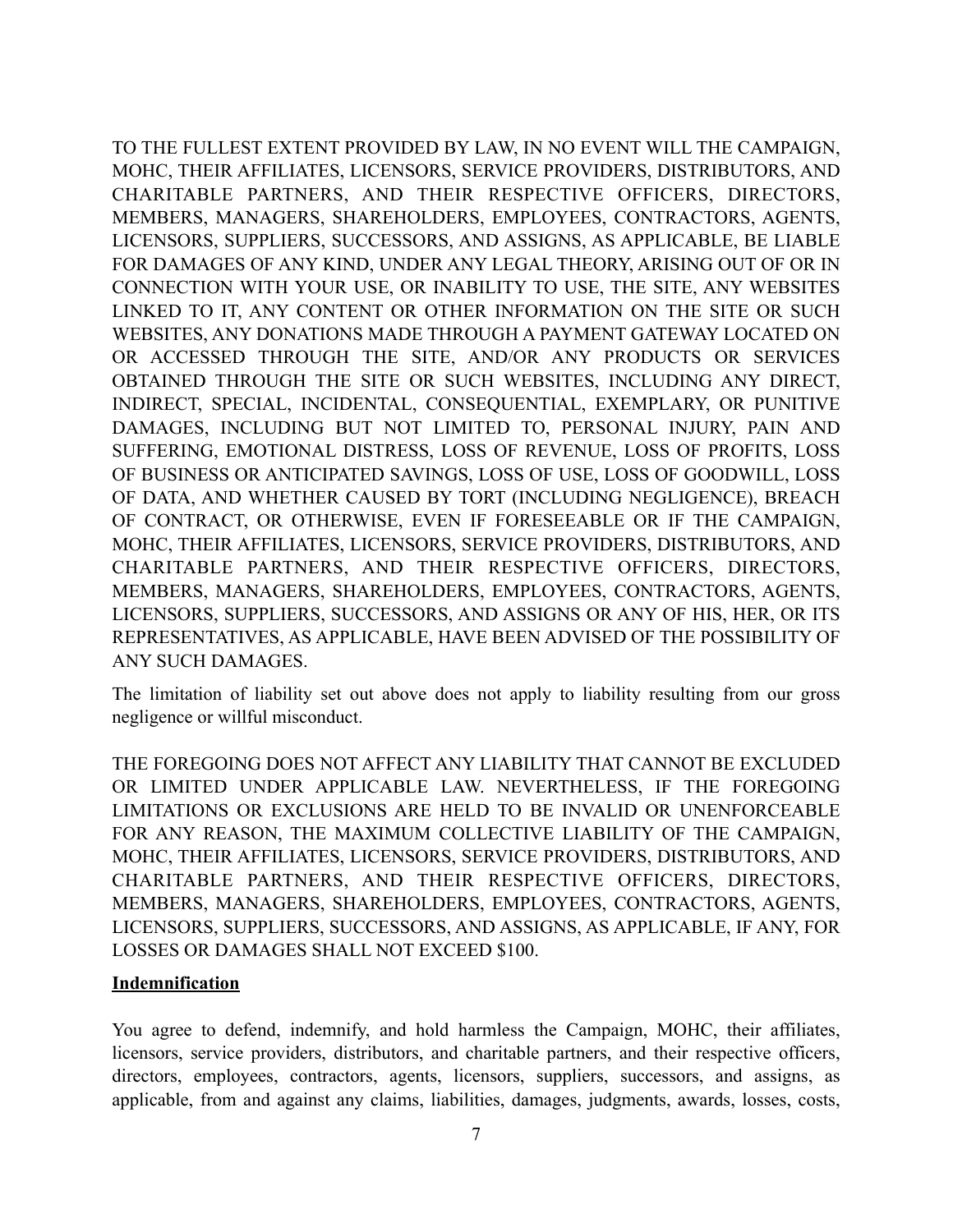TO THE FULLEST EXTENT PROVIDED BY LAW, IN NO EVENT WILL THE CAMPAIGN, MOHC, THEIR AFFILIATES, LICENSORS, SERVICE PROVIDERS, DISTRIBUTORS, AND CHARITABLE PARTNERS, AND THEIR RESPECTIVE OFFICERS, DIRECTORS, MEMBERS, MANAGERS, SHAREHOLDERS, EMPLOYEES, CONTRACTORS, AGENTS, LICENSORS, SUPPLIERS, SUCCESSORS, AND ASSIGNS, AS APPLICABLE, BE LIABLE FOR DAMAGES OF ANY KIND, UNDER ANY LEGAL THEORY, ARISING OUT OF OR IN CONNECTION WITH YOUR USE, OR INABILITY TO USE, THE SITE, ANY WEBSITES LINKED TO IT, ANY CONTENT OR OTHER INFORMATION ON THE SITE OR SUCH WEBSITES, ANY DONATIONS MADE THROUGH A PAYMENT GATEWAY LOCATED ON OR ACCESSED THROUGH THE SITE, AND/OR ANY PRODUCTS OR SERVICES OBTAINED THROUGH THE SITE OR SUCH WEBSITES, INCLUDING ANY DIRECT, INDIRECT, SPECIAL, INCIDENTAL, CONSEQUENTIAL, EXEMPLARY, OR PUNITIVE DAMAGES, INCLUDING BUT NOT LIMITED TO, PERSONAL INJURY, PAIN AND SUFFERING, EMOTIONAL DISTRESS, LOSS OF REVENUE, LOSS OF PROFITS, LOSS OF BUSINESS OR ANTICIPATED SAVINGS, LOSS OF USE, LOSS OF GOODWILL, LOSS OF DATA, AND WHETHER CAUSED BY TORT (INCLUDING NEGLIGENCE), BREACH OF CONTRACT, OR OTHERWISE, EVEN IF FORESEEABLE OR IF THE CAMPAIGN, MOHC, THEIR AFFILIATES, LICENSORS, SERVICE PROVIDERS, DISTRIBUTORS, AND CHARITABLE PARTNERS, AND THEIR RESPECTIVE OFFICERS, DIRECTORS, MEMBERS, MANAGERS, SHAREHOLDERS, EMPLOYEES, CONTRACTORS, AGENTS, LICENSORS, SUPPLIERS, SUCCESSORS, AND ASSIGNS OR ANY OF HIS, HER, OR ITS REPRESENTATIVES, AS APPLICABLE, HAVE BEEN ADVISED OF THE POSSIBILITY OF ANY SUCH DAMAGES.

The limitation of liability set out above does not apply to liability resulting from our gross negligence or willful misconduct.

THE FOREGOING DOES NOT AFFECT ANY LIABILITY THAT CANNOT BE EXCLUDED OR LIMITED UNDER APPLICABLE LAW. NEVERTHELESS, IF THE FOREGOING LIMITATIONS OR EXCLUSIONS ARE HELD TO BE INVALID OR UNENFORCEABLE FOR ANY REASON, THE MAXIMUM COLLECTIVE LIABILITY OF THE CAMPAIGN, MOHC, THEIR AFFILIATES, LICENSORS, SERVICE PROVIDERS, DISTRIBUTORS, AND CHARITABLE PARTNERS, AND THEIR RESPECTIVE OFFICERS, DIRECTORS, MEMBERS, MANAGERS, SHAREHOLDERS, EMPLOYEES, CONTRACTORS, AGENTS, LICENSORS, SUPPLIERS, SUCCESSORS, AND ASSIGNS, AS APPLICABLE, IF ANY, FOR LOSSES OR DAMAGES SHALL NOT EXCEED $100.

## Indemnification

You agree to defend, indemnify, and hold harmless the Campaign, MOHC, their affiliates, licensors, service providers, distributors, and charitable partners, and their respective officers, directors, employees, contractors, agents, licensors, suppliers, successors, and assigns, as applicable, from and against any claims, liabilities, damages, judgments, awards, losses, costs,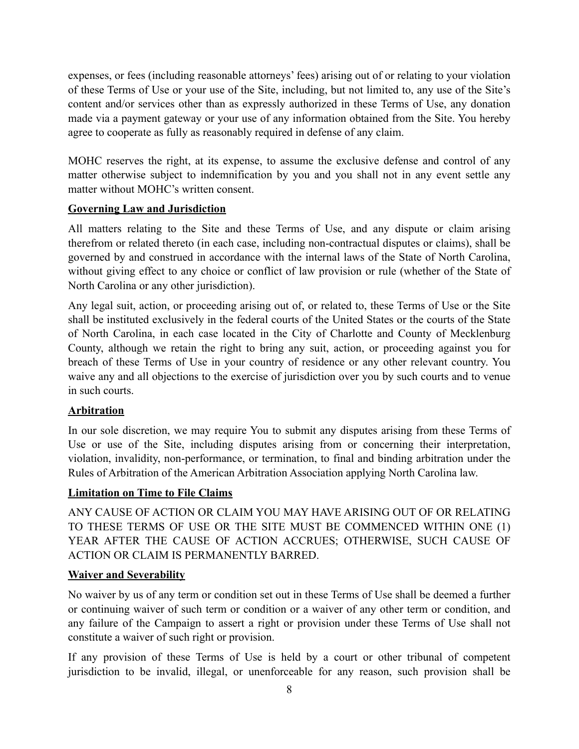expenses, or fees (including reasonable attorneys' fees) arising out of or relating to your violation of these Terms of Use or your use of the Site, including, but not limited to, any use of the Site's content and/or services other than as expressly authorized in these Terms of Use, any donation made via a payment gateway or your use of any information obtained from the Site. You hereby agree to cooperate as fully as reasonably required in defense of any claim.

MOHC reserves the right, at its expense, to assume the exclusive defense and control of any matter otherwise subject to indemnification by you and you shall not in any event settle any matter without MOHC's written consent.

**Governing Law and Jurisdiction**

All matters relating to the Site and these Terms of Use, and any dispute or claim arising therefrom or related thereto (in each case, including non-contractual disputes or claims), shall be governed by and construed in accordance with the internal laws of the State of North Carolina, without giving effect to any choice or conflict of law provision or rule (whether of the State of North Carolina or any other jurisdiction).

Any legal suit, action, or proceeding arising out of, or related to, these Terms of Use or the Site shall be instituted exclusively in the federal courts of the United States or the courts of the State of North Carolina, in each case located in the City of Charlotte and County of Mecklenburg County, although we retain the right to bring any suit, action, or proceeding against you for breach of these Terms of Use in your country of residence or any other relevant country. You waive any and all objections to the exercise of jurisdiction over you by such courts and to venue in such courts.

**Arbitration**

In our sole discretion, we may require You to submit any disputes arising from these Terms of Use or use of the Site, including disputes arising from or concerning their interpretation, violation, invalidity, non-performance, or termination, to final and binding arbitration under the Rules of Arbitration of the American Arbitration Association applying North Carolina law.

**Limitation on Time to File Claims**

ANY CAUSE OF ACTION OR CLAIM YOU MAY HAVE ARISING OUT OF OR RELATING TO THESE TERMS OF USE OR THE SITE MUST BE COMMENCED WITHIN ONE (1) YEAR AFTER THE CAUSE OF ACTION ACCRUES; OTHERWISE, SUCH CAUSE OF ACTION OR CLAIM IS PERMANENTLY BARRED.

**Waiver and Severability**

No waiver by us of any term or condition set out in these Terms of Use shall be deemed a further or continuing waiver of such term or condition or a waiver of any other term or condition, and any failure of the Campaign to assert a right or provision under these Terms of Use shall not constitute a waiver of such right or provision.

If any provision of these Terms of Use is held by a court or other tribunal of competent jurisdiction to be invalid, illegal, or unenforceable for any reason, such provision shall be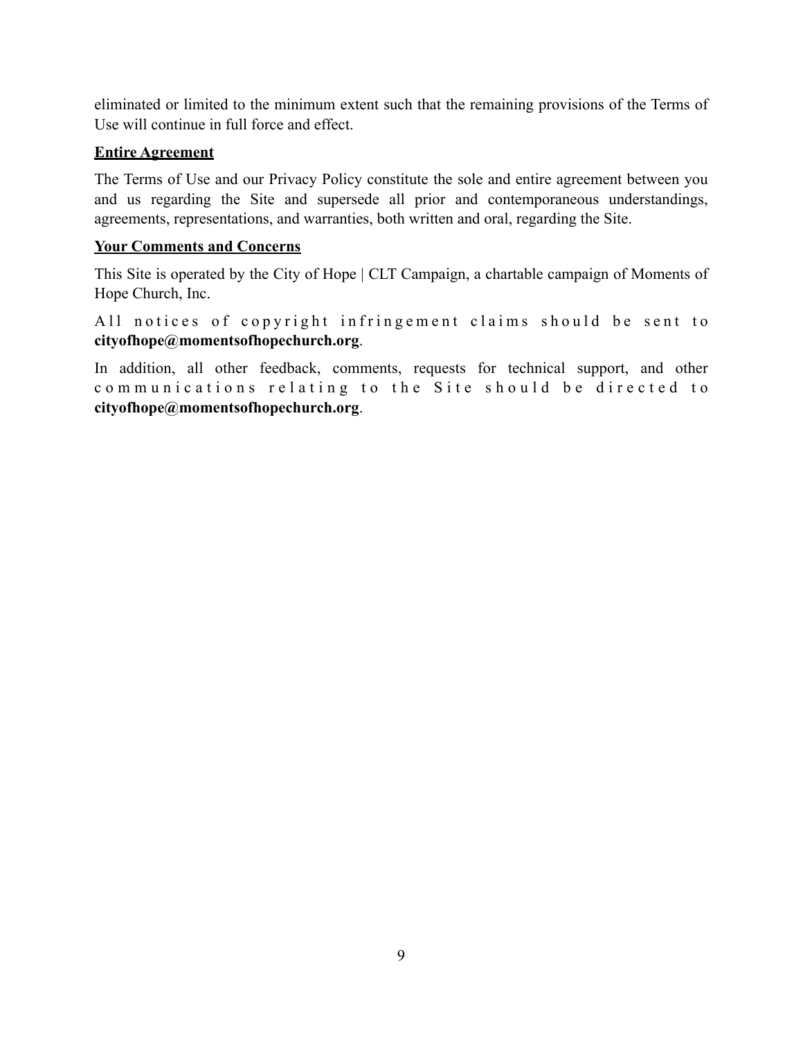eliminated or limited to the minimum extent such that the remaining provisions of the Terms of Use will continue in full force and effect.

**Entire Agreement**

The Terms of Use and our Privacy Policy constitute the sole and entire agreement between you and us regarding the Site and supersede all prior and contemporaneous understandings, agreements, representations, and warranties, both written and oral, regarding the Site.

**Your Comments and Concerns**

This Site is operated by the City of Hope | CLT Campaign, a chartable campaign of Moments of Hope Church, Inc.

All notices of copyright infringement claims should be sent to **cityofhope@momentsofhopechurch.org**.

In addition, all other feedback, comments, requests for technical support, and other communications relating to the Site should be directed to **cityofhope@momentsofhopechurch.org**.